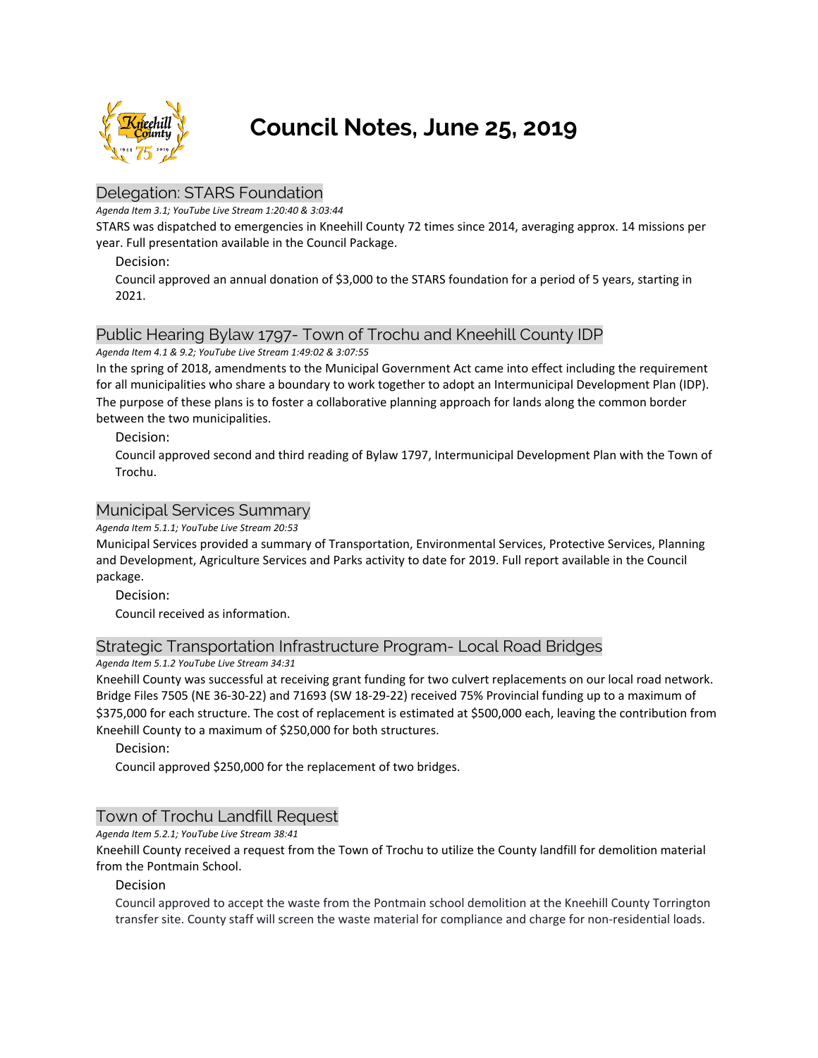# Council Notes, June 25, 2019

## Delegation: STARS Foundation

*Agenda Item 3.1; YouTube Live Stream 1:20:40 & 3:03:44*

STARS was dispatched to emergencies in Kneehill County 72 times since 2014, averaging approx. 14 missions per year. Full presentation available in the Council Package.

Decision:

Council approved an annual donation of $3,000 to the STARS foundation for a period of 5 years, starting in 2021.

## Public Hearing Bylaw 1797- Town of Trochu and Kneehill County IDP

*Agenda Item 4.1 & 9.2; YouTube Live Stream 1:49:02 & 3:07:55*

In the spring of 2018, amendments to the Municipal Government Act came into effect including the requirement for all municipalities who share a boundary to work together to adopt an Intermunicipal Development Plan (IDP). The purpose of these plans is to foster a collaborative planning approach for lands along the common border between the two municipalities.

Decision:

Council approved second and third reading of Bylaw 1797, Intermunicipal Development Plan with the Town of Trochu.

## Municipal Services Summary

*Agenda Item 5.1.1; YouTube Live Stream 20:53*

Municipal Services provided a summary of Transportation, Environmental Services, Protective Services, Planning and Development, Agriculture Services and Parks activity to date for 2019. Full report available in the Council package.

Decision:

Council received as information.

## Strategic Transportation Infrastructure Program- Local Road Bridges

*Agenda Item 5.1.2 YouTube Live Stream 34:31*

Kneehill County was successful at receiving grant funding for two culvert replacements on our local road network. Bridge Files 7505 (NE 36-30-22) and 71693 (SW 18-29-22) received 75% Provincial funding up to a maximum of $375,000 for each structure. The cost of replacement is estimated at $500,000 each, leaving the contribution from Kneehill County to a maximum of $250,000 for both structures.

Decision:

Council approved $250,000 for the replacement of two bridges.

## Town of Trochu Landfill Request

*Agenda Item 5.2.1; YouTube Live Stream 38:41*

Kneehill County received a request from the Town of Trochu to utilize the County landfill for demolition material from the Pontmain School.

Decision

Council approved to accept the waste from the Pontmain school demolition at the Kneehill County Torrington transfer site. County staff will screen the waste material for compliance and charge for non-residential loads.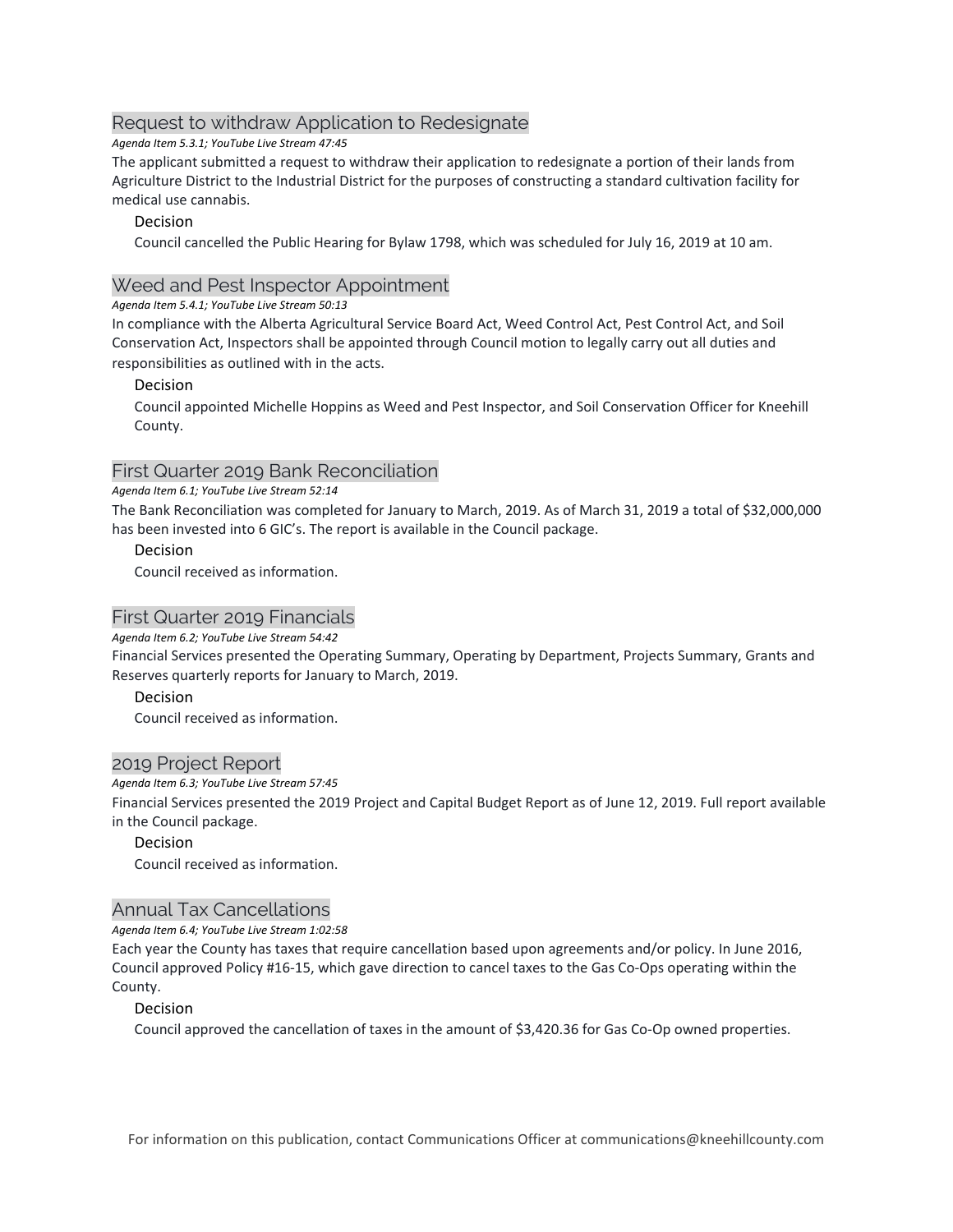## Request to withdraw Application to Redesignate

*Agenda Item 5.3.1; YouTube Live Stream 47:45*

The applicant submitted a request to withdraw their application to redesignate a portion of their lands from Agriculture District to the Industrial District for the purposes of constructing a standard cultivation facility for medical use cannabis.

### Decision

Council cancelled the Public Hearing for Bylaw 1798, which was scheduled for July 16, 2019 at 10 am.

## Weed and Pest Inspector Appointment

*Agenda Item 5.4.1; YouTube Live Stream 50:13*

In compliance with the Alberta Agricultural Service Board Act, Weed Control Act, Pest Control Act, and Soil Conservation Act, Inspectors shall be appointed through Council motion to legally carry out all duties and responsibilities as outlined with in the acts.

### Decision

Council appointed Michelle Hoppins as Weed and Pest Inspector, and Soil Conservation Officer for Kneehill County.

## First Quarter 2019 Bank Reconciliation

*Agenda Item 6.1; YouTube Live Stream 52:14*

The Bank Reconciliation was completed for January to March, 2019. As of March 31, 2019 a total of $32,000,000 has been invested into 6 GIC's. The report is available in the Council package.

### Decision

Council received as information.

## First Quarter 2019 Financials

*Agenda Item 6.2; YouTube Live Stream 54:42*

Financial Services presented the Operating Summary, Operating by Department, Projects Summary, Grants and Reserves quarterly reports for January to March, 2019.

### Decision

Council received as information.

## 2019 Project Report

*Agenda Item 6.3; YouTube Live Stream 57:45*

Financial Services presented the 2019 Project and Capital Budget Report as of June 12, 2019. Full report available in the Council package.

### Decision

Council received as information.

## Annual Tax Cancellations

*Agenda Item 6.4; YouTube Live Stream 1:02:58*

Each year the County has taxes that require cancellation based upon agreements and/or policy. In June 2016, Council approved Policy #16-15, which gave direction to cancel taxes to the Gas Co-Ops operating within the County.

### Decision

Council approved the cancellation of taxes in the amount of $3,420.36 for Gas Co-Op owned properties.

For information on this publication, contact Communications Officer at communications@kneehillcounty.com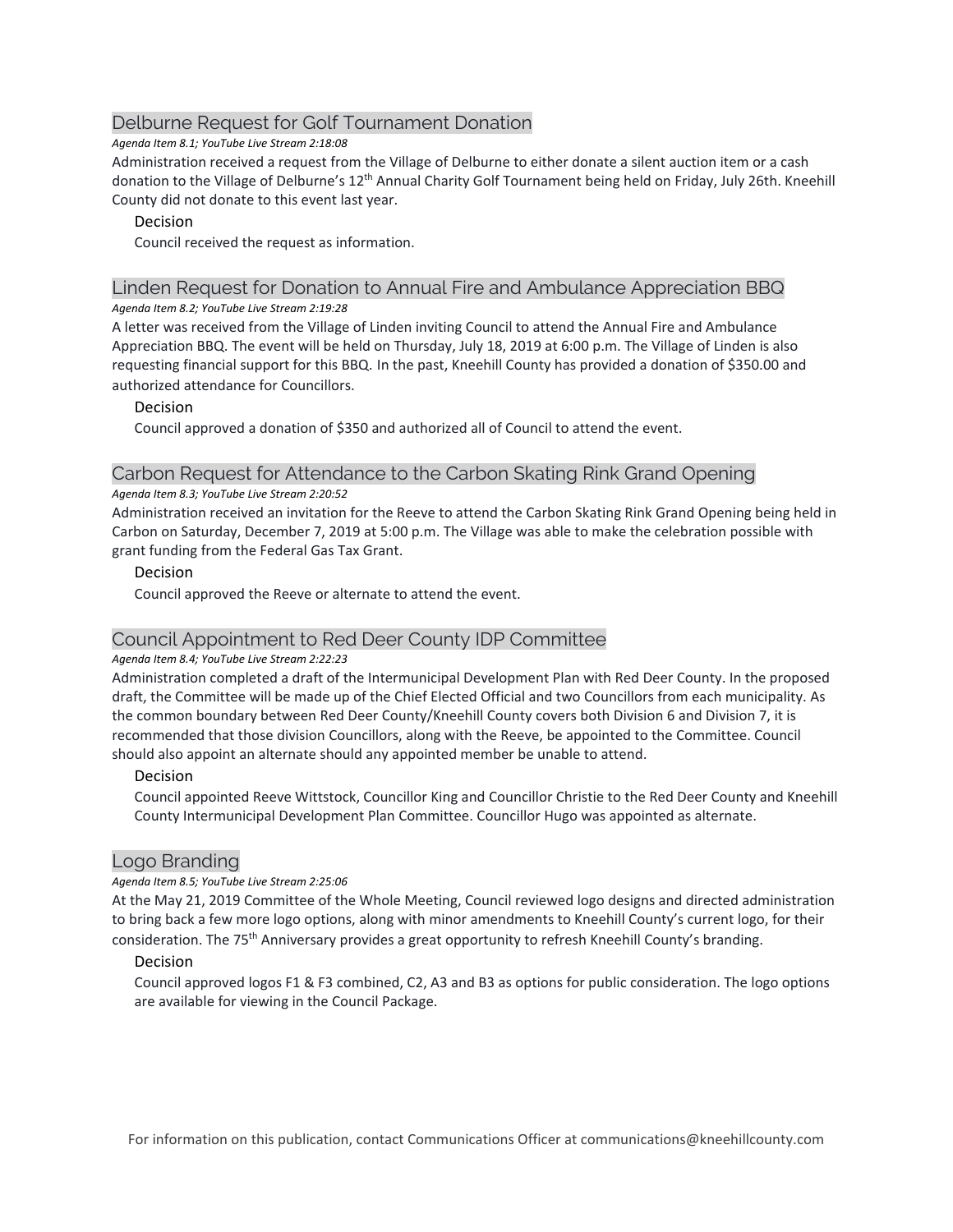## Delburne Request for Golf Tournament Donation

*Agenda Item 8.1; YouTube Live Stream 2:18:08*

Administration received a request from the Village of Delburne to either donate a silent auction item or a cash donation to the Village of Delburne's 12th Annual Charity Golf Tournament being held on Friday, July 26th. Kneehill County did not donate to this event last year.

### Decision

Council received the request as information.

## Linden Request for Donation to Annual Fire and Ambulance Appreciation BBQ

*Agenda Item 8.2; YouTube Live Stream 2:19:28*

A letter was received from the Village of Linden inviting Council to attend the Annual Fire and Ambulance Appreciation BBQ. The event will be held on Thursday, July 18, 2019 at 6:00 p.m. The Village of Linden is also requesting financial support for this BBQ. In the past, Kneehill County has provided a donation of $350.00 and authorized attendance for Councillors.

### Decision

Council approved a donation of $350 and authorized all of Council to attend the event.

## Carbon Request for Attendance to the Carbon Skating Rink Grand Opening

*Agenda Item 8.3; YouTube Live Stream 2:20:52*

Administration received an invitation for the Reeve to attend the Carbon Skating Rink Grand Opening being held in Carbon on Saturday, December 7, 2019 at 5:00 p.m. The Village was able to make the celebration possible with grant funding from the Federal Gas Tax Grant.

### Decision

Council approved the Reeve or alternate to attend the event.

## Council Appointment to Red Deer County IDP Committee

*Agenda Item 8.4; YouTube Live Stream 2:22:23*

Administration completed a draft of the Intermunicipal Development Plan with Red Deer County. In the proposed draft, the Committee will be made up of the Chief Elected Official and two Councillors from each municipality. As the common boundary between Red Deer County/Kneehill County covers both Division 6 and Division 7, it is recommended that those division Councillors, along with the Reeve, be appointed to the Committee. Council should also appoint an alternate should any appointed member be unable to attend.

### Decision

Council appointed Reeve Wittstock, Councillor King and Councillor Christie to the Red Deer County and Kneehill County Intermunicipal Development Plan Committee. Councillor Hugo was appointed as alternate.

## Logo Branding

*Agenda Item 8.5; YouTube Live Stream 2:25:06*

At the May 21, 2019 Committee of the Whole Meeting, Council reviewed logo designs and directed administration to bring back a few more logo options, along with minor amendments to Kneehill County's current logo, for their consideration. The 75th Anniversary provides a great opportunity to refresh Kneehill County's branding.

### Decision

Council approved logos F1 & F3 combined, C2, A3 and B3 as options for public consideration. The logo options are available for viewing in the Council Package.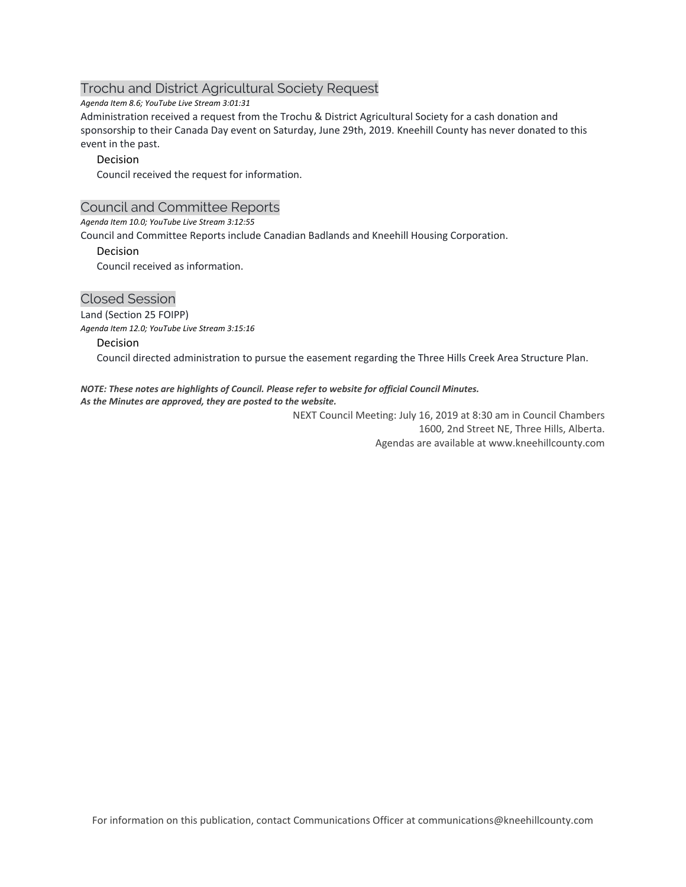## Trochu and District Agricultural Society Request

*Agenda Item 8.6; YouTube Live Stream 3:01:31*

Administration received a request from the Trochu & District Agricultural Society for a cash donation and sponsorship to their Canada Day event on Saturday, June 29th, 2019. Kneehill County has never donated to this event in the past.

### Decision

Council received the request for information.

## Council and Committee Reports

*Agenda Item 10.0; YouTube Live Stream 3:12:55*

Council and Committee Reports include Canadian Badlands and Kneehill Housing Corporation.

### Decision

Council received as information.

## Closed Session

Land (Section 25 FOIPP)

*Agenda Item 12.0; YouTube Live Stream 3:15:16*

### Decision

Council directed administration to pursue the easement regarding the Three Hills Creek Area Structure Plan.

***NOTE: These notes are highlights of Council. Please refer to website for official Council Minutes.***
***As the Minutes are approved, they are posted to the website.***

NEXT Council Meeting: July 16, 2019 at 8:30 am in Council Chambers
1600, 2nd Street NE, Three Hills, Alberta.
Agendas are available at www.kneehillcounty.com

For information on this publication, contact Communications Officer at communications@kneehillcounty.com